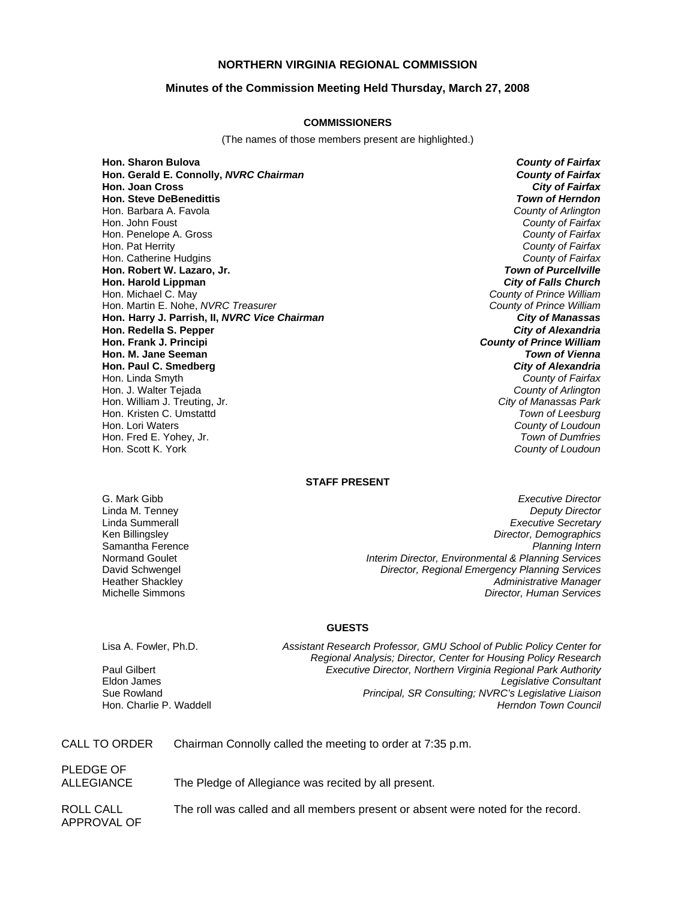**NORTHERN VIRGINIA REGIONAL COMMISSION**

**Minutes of the Commission Meeting Held Thursday, March 27, 2008**

**COMMISSIONERS**

(The names of those members present are highlighted.)

| | |
|---|---|
| **Hon. Sharon Bulova** | ***County of Fairfax*** |
| **Hon. Gerald E. Connolly, *NVRC Chairman*** | ***County of Fairfax*** |
| **Hon. Joan Cross** | ***City of Fairfax*** |
| **Hon. Steve DeBenedittis** | ***Town of Herndon*** |
| Hon. Barbara A. Favola | *County of Arlington* |
| Hon. John Foust | *County of Fairfax* |
| Hon. Penelope A. Gross | *County of Fairfax* |
| Hon. Pat Herrity | *County of Fairfax* |
| Hon. Catherine Hudgins | *County of Fairfax* |
| **Hon. Robert W. Lazaro, Jr.** | ***Town of Purcellville*** |
| **Hon. Harold Lippman** | ***City of Falls Church*** |
| Hon. Michael C. May | *County of Prince William* |
| Hon. Martin E. Nohe, *NVRC Treasurer* | *County of Prince William* |
| **Hon. Harry J. Parrish, II, *NVRC Vice Chairman*** | ***City of Manassas*** |
| **Hon. Redella S. Pepper** | ***City of Alexandria*** |
| **Hon. Frank J. Principi** | ***County of Prince William*** |
| **Hon. M. Jane Seeman** | ***Town of Vienna*** |
| **Hon. Paul C. Smedberg** | ***City of Alexandria*** |
| Hon. Linda Smyth | *County of Fairfax* |
| Hon. J. Walter Tejada | *County of Arlington* |
| Hon. William J. Treuting, Jr. | *City of Manassas Park* |
| Hon. Kristen C. Umstattd | *Town of Leesburg* |
| Hon. Lori Waters | *County of Loudoun* |
| Hon. Fred E. Yohey, Jr. | *Town of Dumfries* |
| Hon. Scott K. York | *County of Loudoun* |

**STAFF PRESENT**

| | |
|---|---|
| G. Mark Gibb | *Executive Director* |
| Linda M. Tenney | *Deputy Director* |
| Linda Summerall | *Executive Secretary* |
| Ken Billingsley | *Director, Demographics* |
| Samantha Ference | *Planning Intern* |
| Normand Goulet | *Interim Director, Environmental & Planning Services* |
| David Schwengel | *Director, Regional Emergency Planning Services* |
| Heather Shackley | *Administrative Manager* |
| Michelle Simmons | *Director, Human Services* |

**GUESTS**

| | |
|---|---|
| Lisa A. Fowler, Ph.D. | *Assistant Research Professor, GMU School of Public Policy Center for Regional Analysis; Director, Center for Housing Policy Research* |
| Paul Gilbert | *Executive Director, Northern Virginia Regional Park Authority* |
| Eldon James | *Legislative Consultant* |
| Sue Rowland | *Principal, SR Consulting; NVRC's Legislative Liaison* |
| Hon. Charlie P. Waddell | *Herndon Town Council* |

CALL TO ORDER — Chairman Connolly called the meeting to order at 7:35 p.m.

PLEDGE OF ALLEGIANCE — The Pledge of Allegiance was recited by all present.

ROLL CALL — The roll was called and all members present or absent were noted for the record.

APPROVAL OF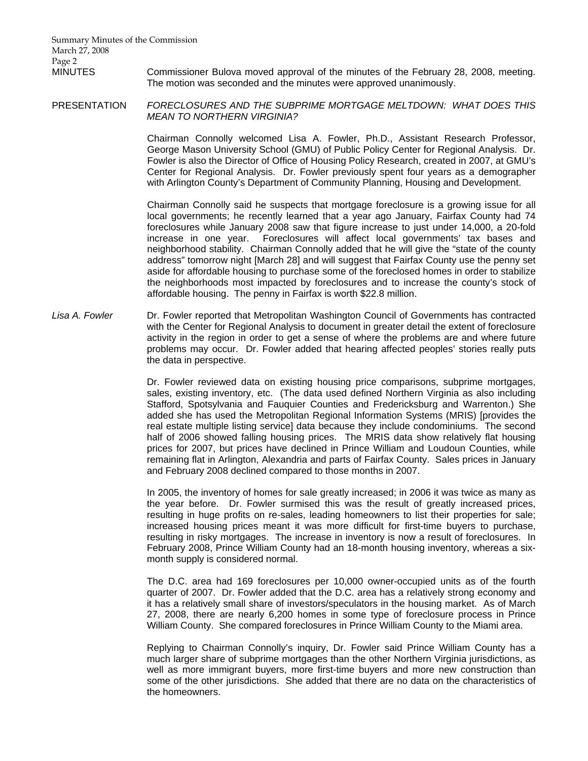MINUTES Commissioner Bulova moved approval of the minutes of the February 28, 2008, meeting. The motion was seconded and the minutes were approved unanimously.

PRESENTATION *FORECLOSURES AND THE SUBPRIME MORTGAGE MELTDOWN: WHAT DOES THIS MEAN TO NORTHERN VIRGINIA?*

Chairman Connolly welcomed Lisa A. Fowler, Ph.D., Assistant Research Professor, George Mason University School (GMU) of Public Policy Center for Regional Analysis. Dr. Fowler is also the Director of Office of Housing Policy Research, created in 2007, at GMU's Center for Regional Analysis. Dr. Fowler previously spent four years as a demographer with Arlington County's Department of Community Planning, Housing and Development.

Chairman Connolly said he suspects that mortgage foreclosure is a growing issue for all local governments; he recently learned that a year ago January, Fairfax County had 74 foreclosures while January 2008 saw that figure increase to just under 14,000, a 20-fold increase in one year. Foreclosures will affect local governments' tax bases and neighborhood stability. Chairman Connolly added that he will give the "state of the county address" tomorrow night [March 28] and will suggest that Fairfax County use the penny set aside for affordable housing to purchase some of the foreclosed homes in order to stabilize the neighborhoods most impacted by foreclosures and to increase the county's stock of affordable housing. The penny in Fairfax is worth $22.8 million.

*Lisa A. Fowler* Dr. Fowler reported that Metropolitan Washington Council of Governments has contracted with the Center for Regional Analysis to document in greater detail the extent of foreclosure activity in the region in order to get a sense of where the problems are and where future problems may occur. Dr. Fowler added that hearing affected peoples' stories really puts the data in perspective.

Dr. Fowler reviewed data on existing housing price comparisons, subprime mortgages, sales, existing inventory, etc. (The data used defined Northern Virginia as also including Stafford, Spotsylvania and Fauquier Counties and Fredericksburg and Warrenton.) She added she has used the Metropolitan Regional Information Systems (MRIS) [provides the real estate multiple listing service] data because they include condominiums. The second half of 2006 showed falling housing prices. The MRIS data show relatively flat housing prices for 2007, but prices have declined in Prince William and Loudoun Counties, while remaining flat in Arlington, Alexandria and parts of Fairfax County. Sales prices in January and February 2008 declined compared to those months in 2007.

In 2005, the inventory of homes for sale greatly increased; in 2006 it was twice as many as the year before. Dr. Fowler surmised this was the result of greatly increased prices, resulting in huge profits on re-sales, leading homeowners to list their properties for sale; increased housing prices meant it was more difficult for first-time buyers to purchase, resulting in risky mortgages. The increase in inventory is now a result of foreclosures. In February 2008, Prince William County had an 18-month housing inventory, whereas a six-month supply is considered normal.

The D.C. area had 169 foreclosures per 10,000 owner-occupied units as of the fourth quarter of 2007. Dr. Fowler added that the D.C. area has a relatively strong economy and it has a relatively small share of investors/speculators in the housing market. As of March 27, 2008, there are nearly 6,200 homes in some type of foreclosure process in Prince William County. She compared foreclosures in Prince William County to the Miami area.

Replying to Chairman Connolly's inquiry, Dr. Fowler said Prince William County has a much larger share of subprime mortgages than the other Northern Virginia jurisdictions, as well as more immigrant buyers, more first-time buyers and more new construction than some of the other jurisdictions. She added that there are no data on the characteristics of the homeowners.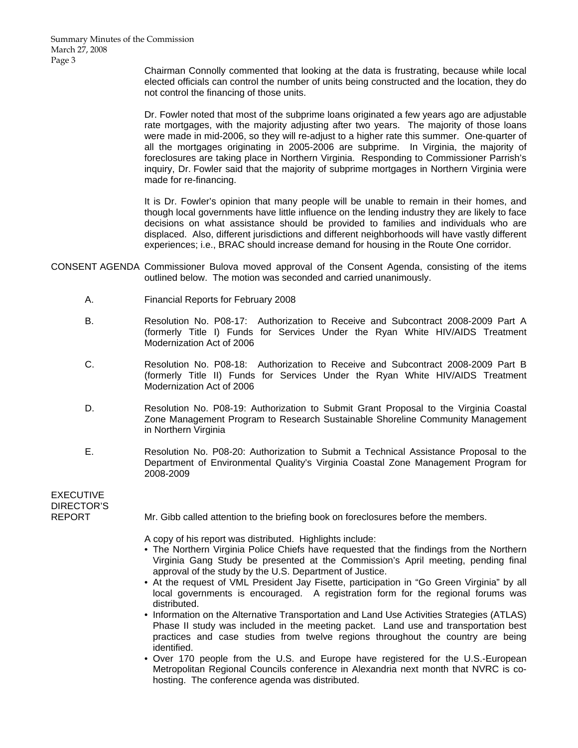Chairman Connolly commented that looking at the data is frustrating, because while local elected officials can control the number of units being constructed and the location, they do not control the financing of those units.

Dr. Fowler noted that most of the subprime loans originated a few years ago are adjustable rate mortgages, with the majority adjusting after two years. The majority of those loans were made in mid-2006, so they will re-adjust to a higher rate this summer. One-quarter of all the mortgages originating in 2005-2006 are subprime. In Virginia, the majority of foreclosures are taking place in Northern Virginia. Responding to Commissioner Parrish's inquiry, Dr. Fowler said that the majority of subprime mortgages in Northern Virginia were made for re-financing.

It is Dr. Fowler's opinion that many people will be unable to remain in their homes, and though local governments have little influence on the lending industry they are likely to face decisions on what assistance should be provided to families and individuals who are displaced. Also, different jurisdictions and different neighborhoods will have vastly different experiences; i.e., BRAC should increase demand for housing in the Route One corridor.

**CONSENT AGENDA** Commissioner Bulova moved approval of the Consent Agenda, consisting of the items outlined below. The motion was seconded and carried unanimously.

A. Financial Reports for February 2008

B. Resolution No. P08-17: Authorization to Receive and Subcontract 2008-2009 Part A (formerly Title I) Funds for Services Under the Ryan White HIV/AIDS Treatment Modernization Act of 2006

C. Resolution No. P08-18: Authorization to Receive and Subcontract 2008-2009 Part B (formerly Title II) Funds for Services Under the Ryan White HIV/AIDS Treatment Modernization Act of 2006

D. Resolution No. P08-19: Authorization to Submit Grant Proposal to the Virginia Coastal Zone Management Program to Research Sustainable Shoreline Community Management in Northern Virginia

E. Resolution No. P08-20: Authorization to Submit a Technical Assistance Proposal to the Department of Environmental Quality's Virginia Coastal Zone Management Program for 2008-2009

**EXECUTIVE DIRECTOR'S REPORT** Mr. Gibb called attention to the briefing book on foreclosures before the members.

A copy of his report was distributed. Highlights include:

- The Northern Virginia Police Chiefs have requested that the findings from the Northern Virginia Gang Study be presented at the Commission's April meeting, pending final approval of the study by the U.S. Department of Justice.
- At the request of VML President Jay Fisette, participation in "Go Green Virginia" by all local governments is encouraged. A registration form for the regional forums was distributed.
- Information on the Alternative Transportation and Land Use Activities Strategies (ATLAS) Phase II study was included in the meeting packet. Land use and transportation best practices and case studies from twelve regions throughout the country are being identified.
- Over 170 people from the U.S. and Europe have registered for the U.S.-European Metropolitan Regional Councils conference in Alexandria next month that NVRC is co-hosting. The conference agenda was distributed.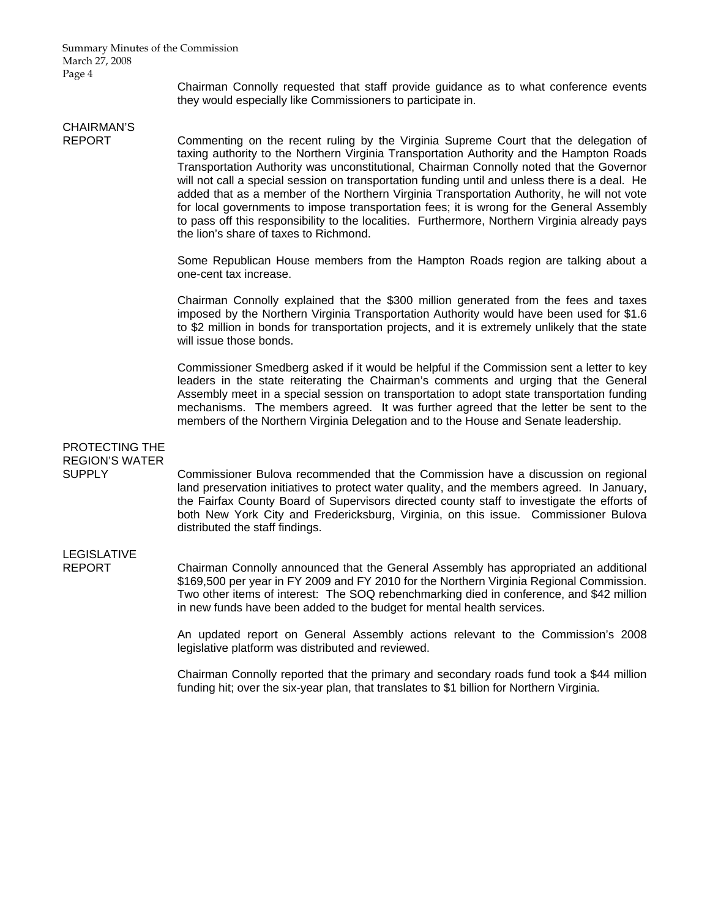Chairman Connolly requested that staff provide guidance as to what conference events they would especially like Commissioners to participate in.

**CHAIRMAN'S REPORT**

Commenting on the recent ruling by the Virginia Supreme Court that the delegation of taxing authority to the Northern Virginia Transportation Authority and the Hampton Roads Transportation Authority was unconstitutional, Chairman Connolly noted that the Governor will not call a special session on transportation funding until and unless there is a deal. He added that as a member of the Northern Virginia Transportation Authority, he will not vote for local governments to impose transportation fees; it is wrong for the General Assembly to pass off this responsibility to the localities. Furthermore, Northern Virginia already pays the lion's share of taxes to Richmond.

Some Republican House members from the Hampton Roads region are talking about a one-cent tax increase.

Chairman Connolly explained that the $300 million generated from the fees and taxes imposed by the Northern Virginia Transportation Authority would have been used for $1.6 to $2 million in bonds for transportation projects, and it is extremely unlikely that the state will issue those bonds.

Commissioner Smedberg asked if it would be helpful if the Commission sent a letter to key leaders in the state reiterating the Chairman's comments and urging that the General Assembly meet in a special session on transportation to adopt state transportation funding mechanisms. The members agreed. It was further agreed that the letter be sent to the members of the Northern Virginia Delegation and to the House and Senate leadership.

**PROTECTING THE REGION'S WATER SUPPLY**

Commissioner Bulova recommended that the Commission have a discussion on regional land preservation initiatives to protect water quality, and the members agreed. In January, the Fairfax County Board of Supervisors directed county staff to investigate the efforts of both New York City and Fredericksburg, Virginia, on this issue. Commissioner Bulova distributed the staff findings.

**LEGISLATIVE REPORT**

Chairman Connolly announced that the General Assembly has appropriated an additional $169,500 per year in FY 2009 and FY 2010 for the Northern Virginia Regional Commission. Two other items of interest: The SOQ rebenchmarking died in conference, and $42 million in new funds have been added to the budget for mental health services.

An updated report on General Assembly actions relevant to the Commission's 2008 legislative platform was distributed and reviewed.

Chairman Connolly reported that the primary and secondary roads fund took a $44 million funding hit; over the six-year plan, that translates to $1 billion for Northern Virginia.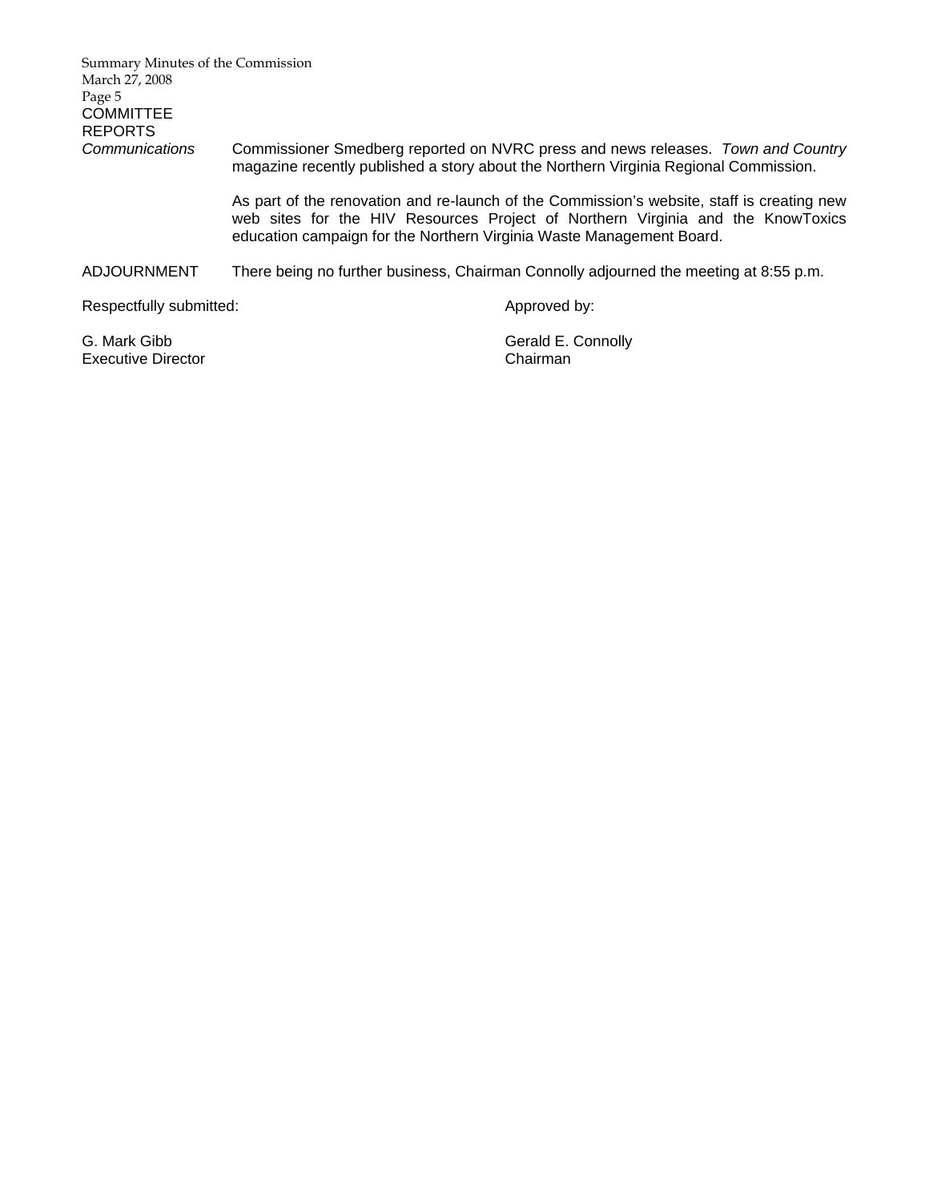## COMMITTEE REPORTS

*Communications*

Commissioner Smedberg reported on NVRC press and news releases. *Town and Country* magazine recently published a story about the Northern Virginia Regional Commission.

As part of the renovation and re-launch of the Commission's website, staff is creating new web sites for the HIV Resources Project of Northern Virginia and the KnowToxics education campaign for the Northern Virginia Waste Management Board.

## ADJOURNMENT

There being no further business, Chairman Connolly adjourned the meeting at 8:55 p.m.

| | |
|---|---|
| Respectfully submitted: | Approved by: |
| G. Mark Gibb<br>Executive Director | Gerald E. Connolly<br>Chairman |